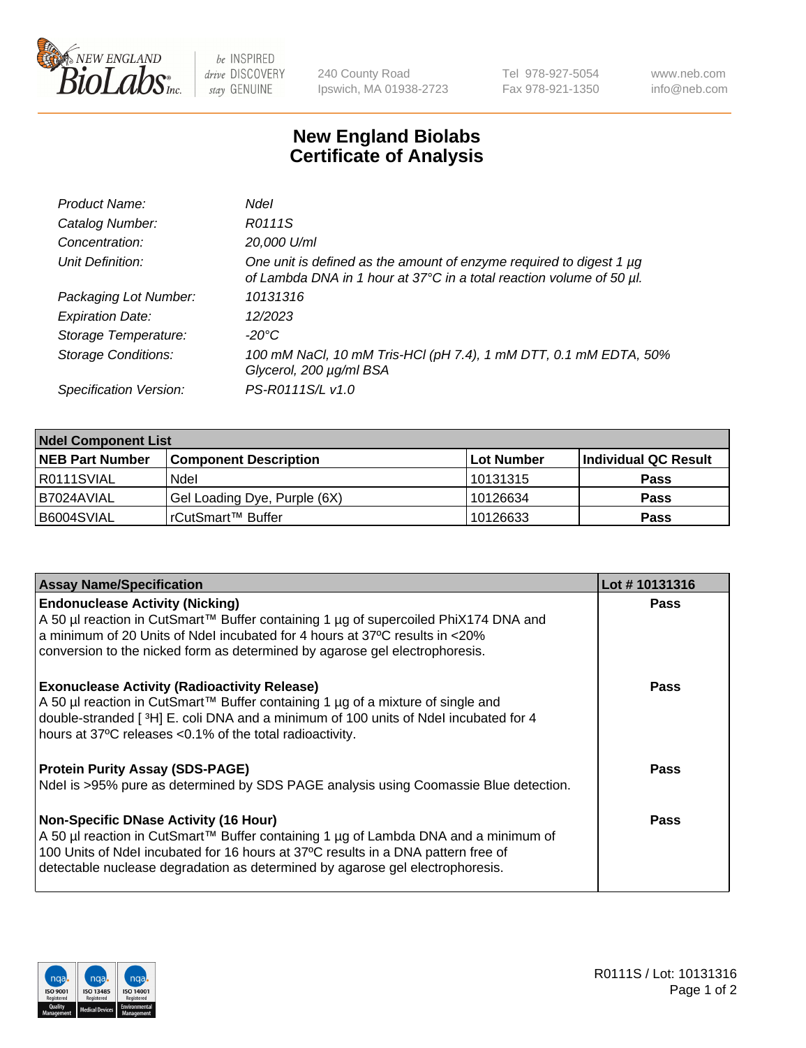# New England Biolabs Certificate of Analysis

| | |
|---|---|
| *Product Name:* | *NdeI* |
| *Catalog Number:* | *R0111S* |
| *Concentration:* | *20,000 U/ml* |
| *Unit Definition:* | *One unit is defined as the amount of enzyme required to digest 1 µg of Lambda DNA in 1 hour at 37°C in a total reaction volume of 50 µl.* |
| *Packaging Lot Number:* | *10131316* |
| *Expiration Date:* | *12/2023* |
| *Storage Temperature:* | *-20°C* |
| *Storage Conditions:* | *100 mM NaCl, 10 mM Tris-HCl (pH 7.4), 1 mM DTT, 0.1 mM EDTA, 50% Glycerol, 200 µg/ml BSA* |
| *Specification Version:* | *PS-R0111S/L v1.0* |

| NdeI Component List | | | |
|---|---|---|---|
| **NEB Part Number** | **Component Description** | **Lot Number** | **Individual QC Result** |
| R0111SVIAL | NdeI | 10131315 | **Pass** |
| B7024AVIAL | Gel Loading Dye, Purple (6X) | 10126634 | **Pass** |
| B6004SVIAL | rCutSmart™ Buffer | 10126633 | **Pass** |

| Assay Name/Specification | Lot # 10131316 |
|---|---|
| **Endonuclease Activity (Nicking)**<br>A 50 µl reaction in CutSmart™ Buffer containing 1 µg of supercoiled PhiX174 DNA and a minimum of 20 Units of NdeI incubated for 4 hours at 37ºC results in <20% conversion to the nicked form as determined by agarose gel electrophoresis. | **Pass** |
| **Exonuclease Activity (Radioactivity Release)**<br>A 50 µl reaction in CutSmart™ Buffer containing 1 µg of a mixture of single and double-stranded [ $^{3}$H] E. coli DNA and a minimum of 100 units of NdeI incubated for 4 hours at 37ºC releases <0.1% of the total radioactivity. | **Pass** |
| **Protein Purity Assay (SDS-PAGE)**<br>NdeI is >95% pure as determined by SDS PAGE analysis using Coomassie Blue detection. | **Pass** |
| **Non-Specific DNase Activity (16 Hour)**<br>A 50 µl reaction in CutSmart™ Buffer containing 1 µg of Lambda DNA and a minimum of 100 Units of NdeI incubated for 16 hours at 37ºC results in a DNA pattern free of detectable nuclease degradation as determined by agarose gel electrophoresis. | **Pass** |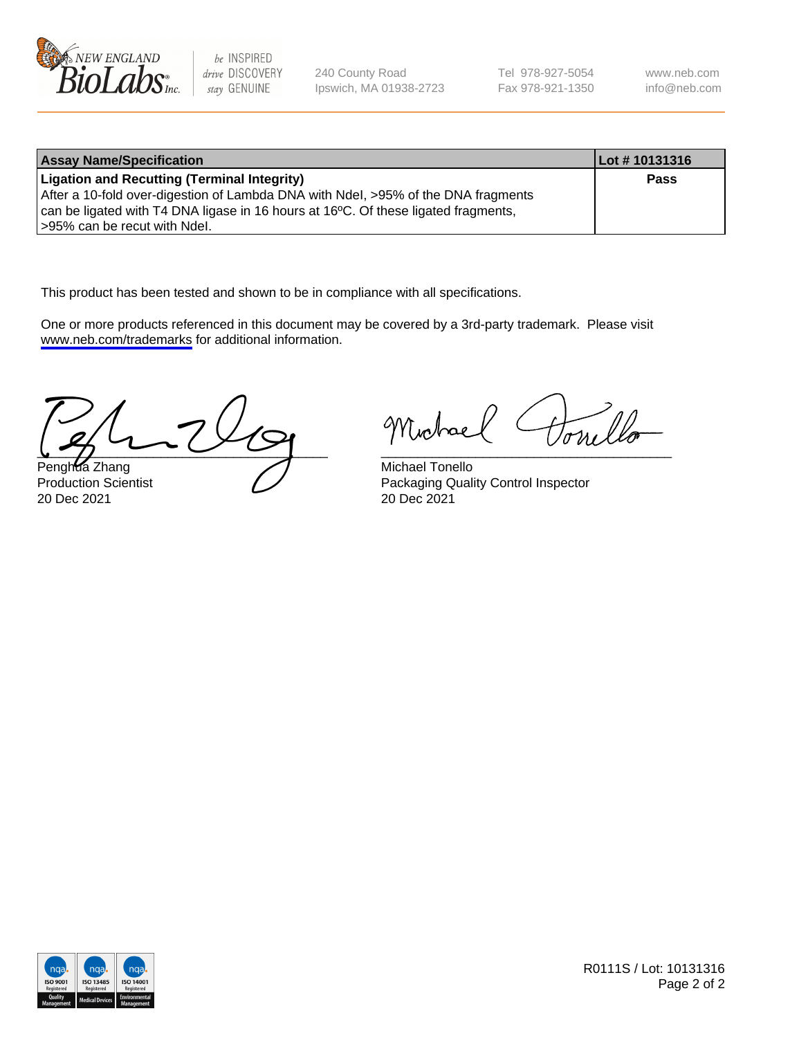| Assay Name/Specification | Lot # 10131316 |
|---|---|
| **Ligation and Recutting (Terminal Integrity)** After a 10-fold over-digestion of Lambda DNA with NdeI, >95% of the DNA fragments can be ligated with T4 DNA ligase in 16 hours at 16ºC. Of these ligated fragments, >95% can be recut with NdeI. | **Pass** |

This product has been tested and shown to be in compliance with all specifications.

One or more products referenced in this document may be covered by a 3rd-party trademark. Please visit www.neb.com/trademarks for additional information.

Penghua Zhang
Production Scientist
20 Dec 2021

Michael Tonello
Packaging Quality Control Inspector
20 Dec 2021

R0111S / Lot: 10131316